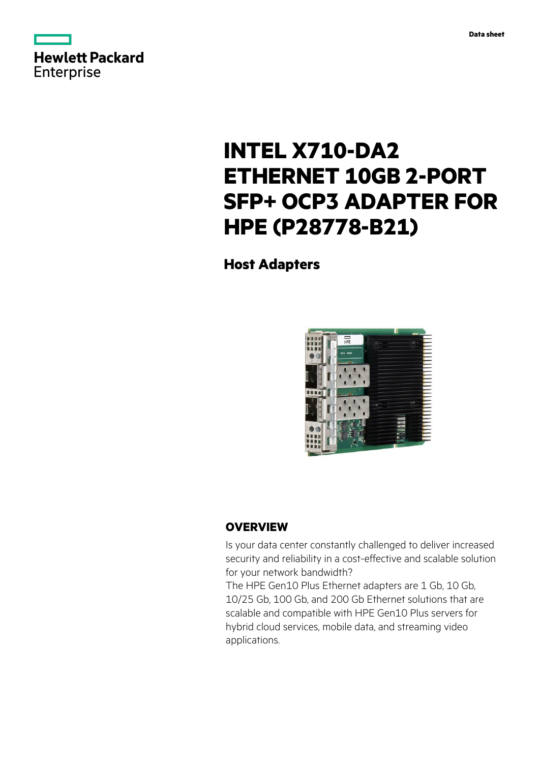Hewlett Packard Enterprise

Data sheet

# INTEL X710-DA2 ETHERNET 10GB 2-PORT SFP+ OCP3 ADAPTER FOR HPE (P28778-B21)

## Host Adapters

### OVERVIEW

Is your data center constantly challenged to deliver increased security and reliability in a cost-effective and scalable solution for your network bandwidth?
The HPE Gen10 Plus Ethernet adapters are 1 Gb, 10 Gb, 10/25 Gb, 100 Gb, and 200 Gb Ethernet solutions that are scalable and compatible with HPE Gen10 Plus servers for hybrid cloud services, mobile data, and streaming video applications.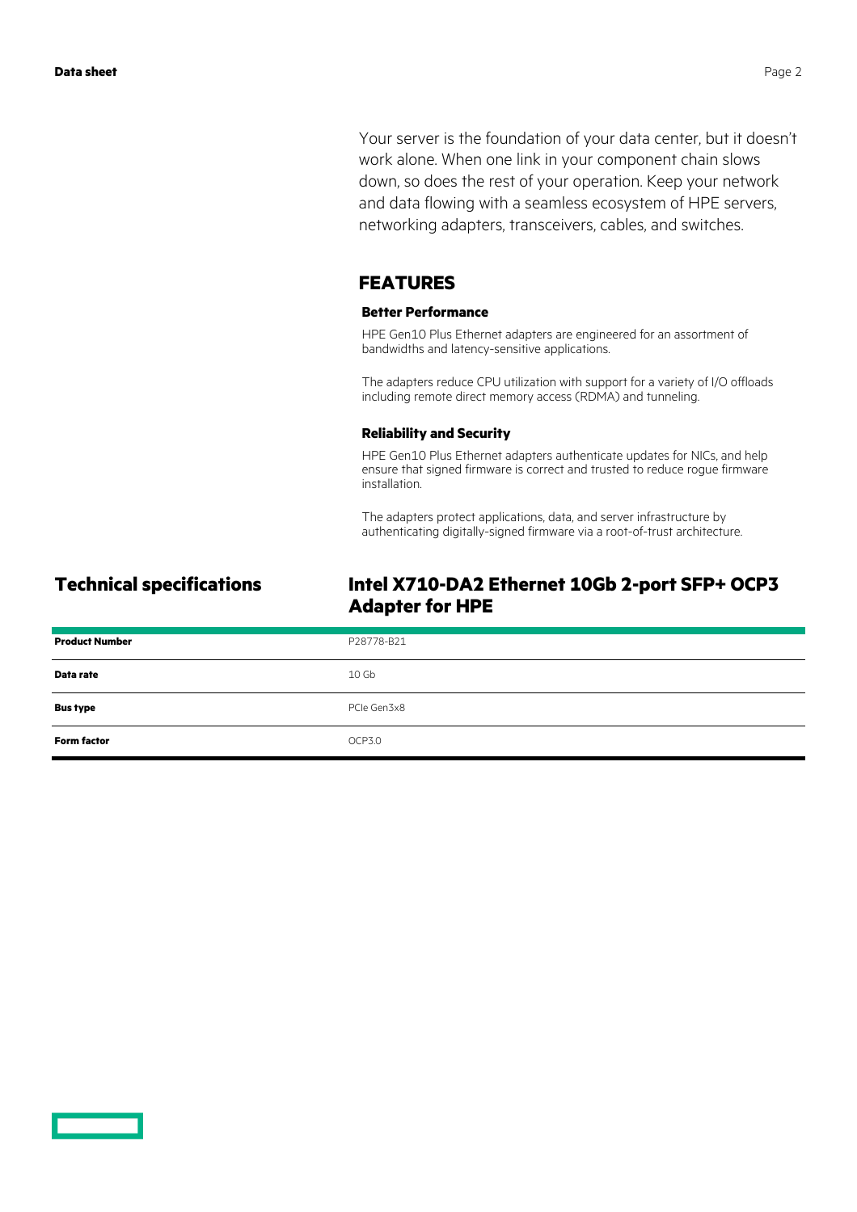Your server is the foundation of your data center, but it doesn't work alone. When one link in your component chain slows down, so does the rest of your operation. Keep your network and data flowing with a seamless ecosystem of HPE servers, networking adapters, transceivers, cables, and switches.

## FEATURES

### Better Performance

HPE Gen10 Plus Ethernet adapters are engineered for an assortment of bandwidths and latency-sensitive applications.

The adapters reduce CPU utilization with support for a variety of I/O offloads including remote direct memory access (RDMA) and tunneling.

### Reliability and Security

HPE Gen10 Plus Ethernet adapters authenticate updates for NICs, and help ensure that signed firmware is correct and trusted to reduce rogue firmware installation.

The adapters protect applications, data, and server infrastructure by authenticating digitally-signed firmware via a root-of-trust architecture.

## Technical specifications

## Intel X710-DA2 Ethernet 10Gb 2-port SFP+ OCP3 Adapter for HPE

| | |
|---|---|
| **Product Number** | P28778-B21 |
| **Data rate** | 10 Gb |
| **Bus type** | PCIe Gen3x8 |
| **Form factor** | OCP3.0 |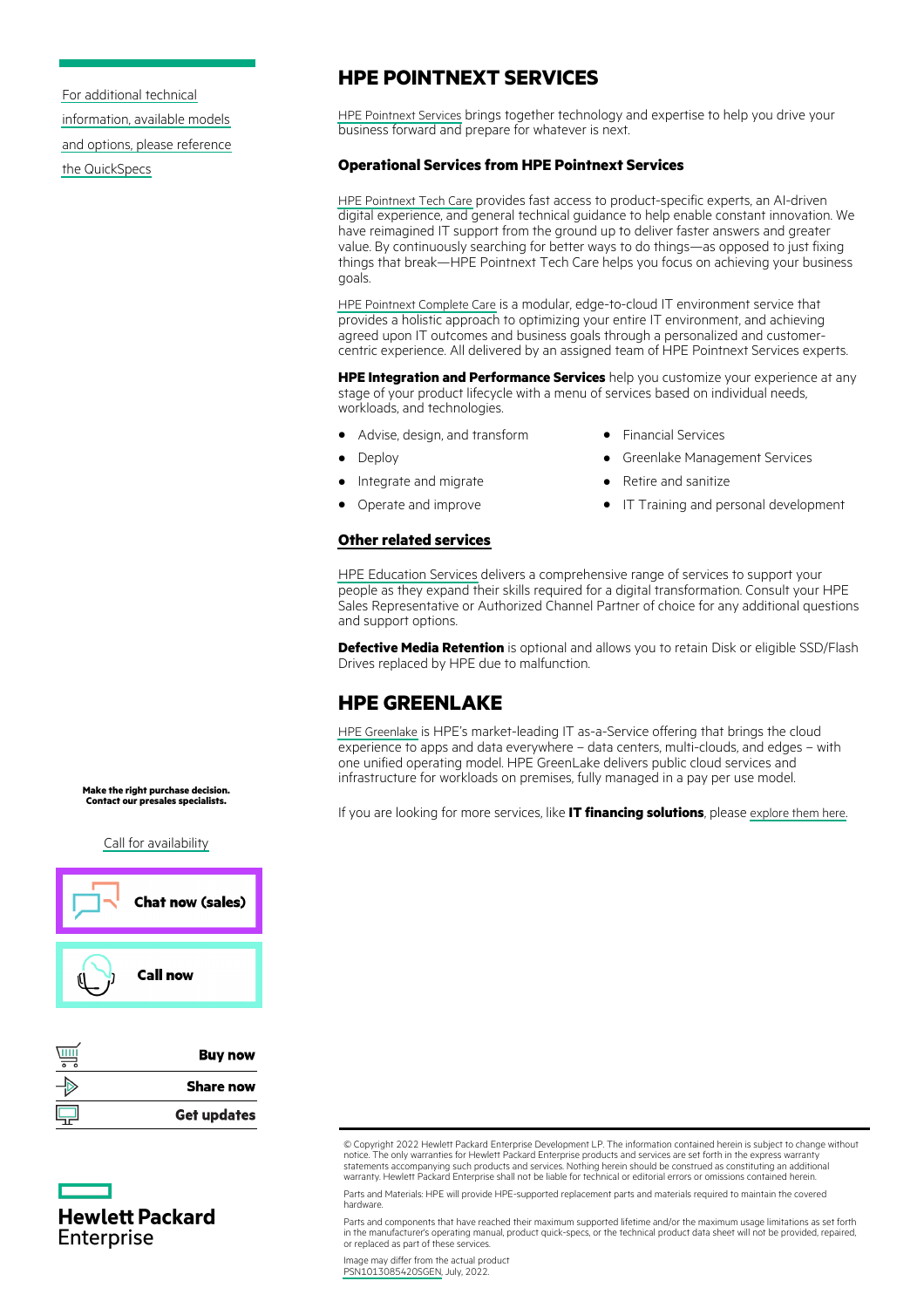For additional technical information, available models and options, please reference the QuickSpecs

## HPE POINTNEXT SERVICES

HPE Pointnext Services brings together technology and expertise to help you drive your business forward and prepare for whatever is next.

### Operational Services from HPE Pointnext Services

HPE Pointnext Tech Care provides fast access to product-specific experts, an AI-driven digital experience, and general technical guidance to help enable constant innovation. We have reimagined IT support from the ground up to deliver faster answers and greater value. By continuously searching for better ways to do things—as opposed to just fixing things that break—HPE Pointnext Tech Care helps you focus on achieving your business goals.

HPE Pointnext Complete Care is a modular, edge-to-cloud IT environment service that provides a holistic approach to optimizing your entire IT environment, and achieving agreed upon IT outcomes and business goals through a personalized and customer-centric experience. All delivered by an assigned team of HPE Pointnext Services experts.

**HPE Integration and Performance Services** help you customize your experience at any stage of your product lifecycle with a menu of services based on individual needs, workloads, and technologies.

- Advise, design, and transform
- Deploy
- Integrate and migrate
- Operate and improve
- Financial Services
- Greenlake Management Services
- Retire and sanitize
- IT Training and personal development

### Other related services

HPE Education Services delivers a comprehensive range of services to support your people as they expand their skills required for a digital transformation. Consult your HPE Sales Representative or Authorized Channel Partner of choice for any additional questions and support options.

**Defective Media Retention** is optional and allows you to retain Disk or eligible SSD/Flash Drives replaced by HPE due to malfunction.

## HPE GREENLAKE

HPE Greenlake is HPE's market-leading IT as-a-Service offering that brings the cloud experience to apps and data everywhere – data centers, multi-clouds, and edges – with one unified operating model. HPE GreenLake delivers public cloud services and infrastructure for workloads on premises, fully managed in a pay per use model.

If you are looking for more services, like **IT financing solutions**, please explore them here.

**Make the right purchase decision. Contact our presales specialists.**

Call for availability

Chat now (sales)

Call now

Buy now

Share now

Get updates

Hewlett Packard Enterprise

© Copyright 2022 Hewlett Packard Enterprise Development LP. The information contained herein is subject to change without notice. The only warranties for Hewlett Packard Enterprise products and services are set forth in the express warranty statements accompanying such products and services. Nothing herein should be construed as constituting an additional warranty. Hewlett Packard Enterprise shall not be liable for technical or editorial errors or omissions contained herein.

Parts and Materials: HPE will provide HPE-supported replacement parts and materials required to maintain the covered hardware.

Parts and components that have reached their maximum supported lifetime and/or the maximum usage limitations as set forth in the manufacturer's operating manual, product quick-specs, or the technical product data sheet will not be provided, repaired, or replaced as part of these services.

Image may differ from the actual product

PSN1013085420SGEN, July, 2022.